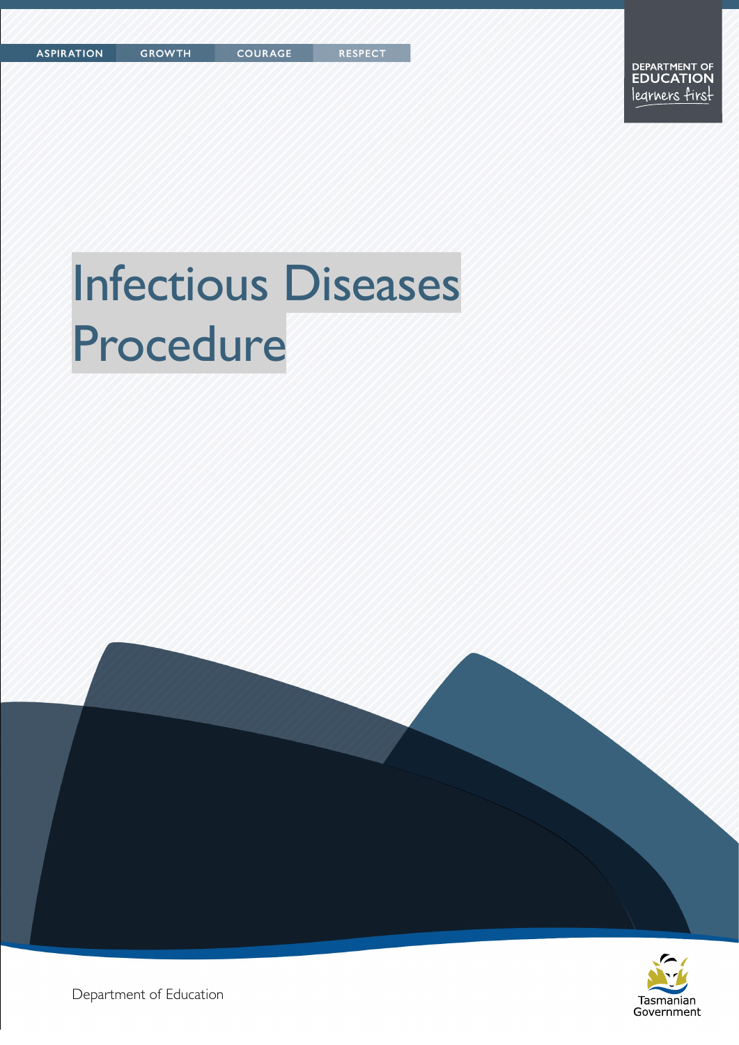ASPIRATION GROWTH COURAGE RESPECT

DEPARTMENT OF EDUCATION
learners first

# Infectious Diseases Procedure

Department of Education

Tasmanian Government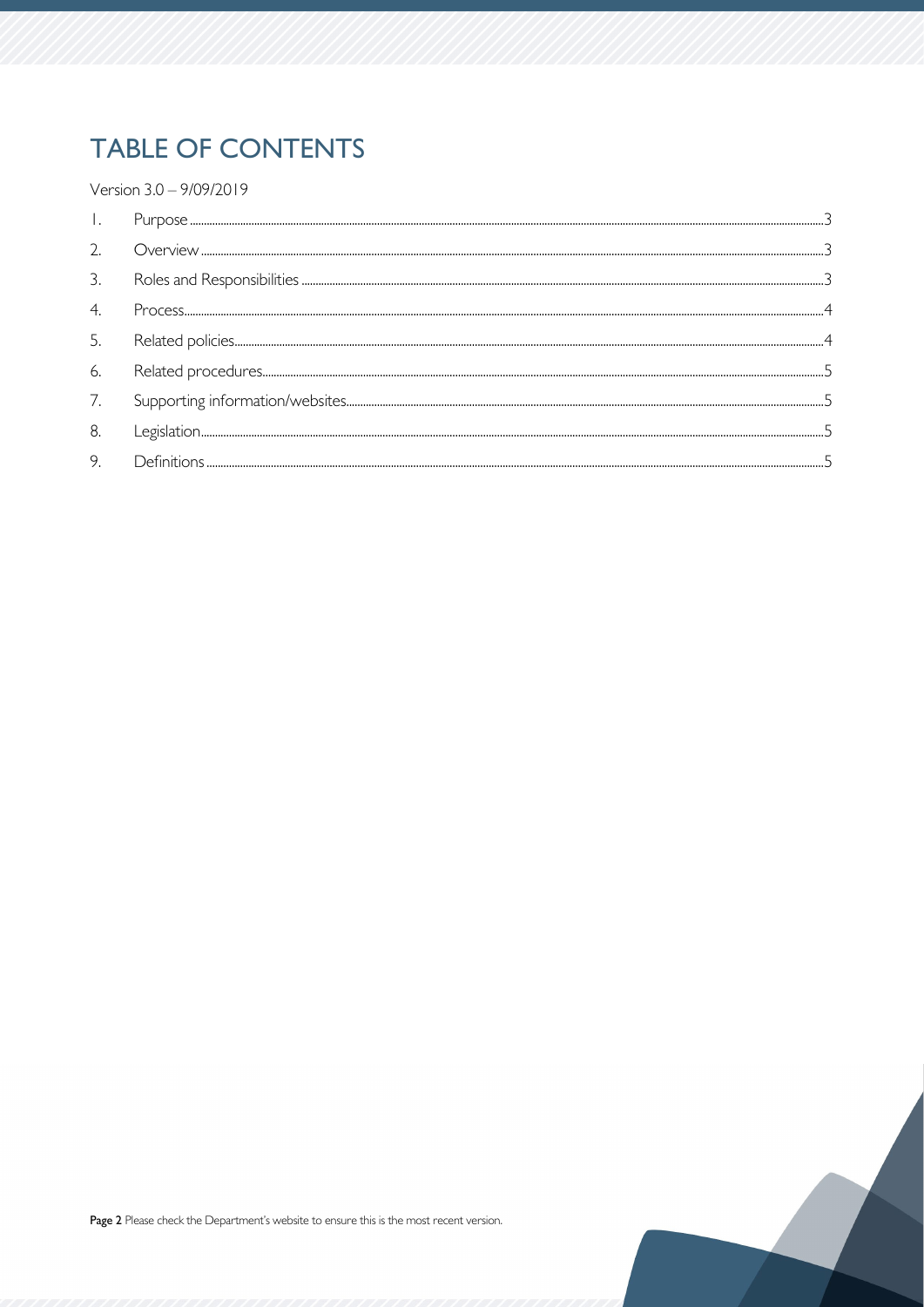# TABLE OF CONTENTS

Version 3.0 – 9/09/2019

1. Purpose ..... 3
2. Overview ..... 3
3. Roles and Responsibilities ..... 3
4. Process ..... 4
5. Related policies ..... 4
6. Related procedures ..... 5
7. Supporting information/websites ..... 5
8. Legislation ..... 5
9. Definitions ..... 5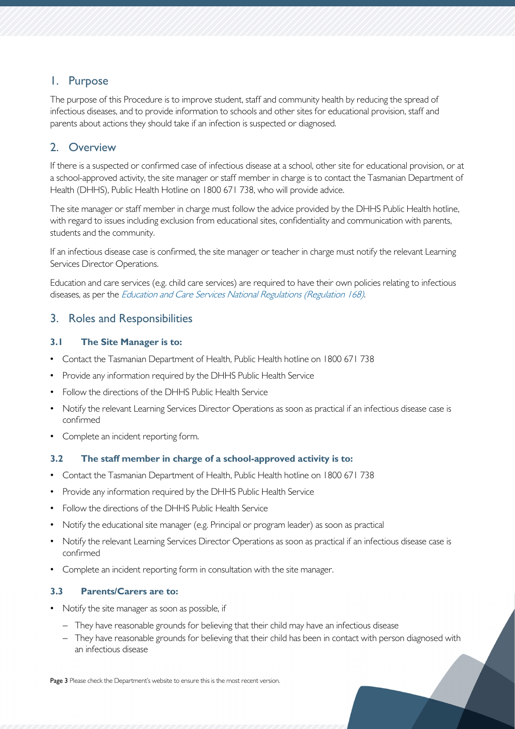## 1. Purpose

The purpose of this Procedure is to improve student, staff and community health by reducing the spread of infectious diseases, and to provide information to schools and other sites for educational provision, staff and parents about actions they should take if an infection is suspected or diagnosed.

## 2. Overview

If there is a suspected or confirmed case of infectious disease at a school, other site for educational provision, or at a school-approved activity, the site manager or staff member in charge is to contact the Tasmanian Department of Health (DHHS), Public Health Hotline on 1800 671 738, who will provide advice.

The site manager or staff member in charge must follow the advice provided by the DHHS Public Health hotline, with regard to issues including exclusion from educational sites, confidentiality and communication with parents, students and the community.

If an infectious disease case is confirmed, the site manager or teacher in charge must notify the relevant Learning Services Director Operations.

Education and care services (e.g. child care services) are required to have their own policies relating to infectious diseases, as per the *Education and Care Services National Regulations (Regulation 168)*.

## 3. Roles and Responsibilities

### 3.1 The Site Manager is to:

- Contact the Tasmanian Department of Health, Public Health hotline on 1800 671 738
- Provide any information required by the DHHS Public Health Service
- Follow the directions of the DHHS Public Health Service
- Notify the relevant Learning Services Director Operations as soon as practical if an infectious disease case is confirmed
- Complete an incident reporting form.

### 3.2 The staff member in charge of a school-approved activity is to:

- Contact the Tasmanian Department of Health, Public Health hotline on 1800 671 738
- Provide any information required by the DHHS Public Health Service
- Follow the directions of the DHHS Public Health Service
- Notify the educational site manager (e.g. Principal or program leader) as soon as practical
- Notify the relevant Learning Services Director Operations as soon as practical if an infectious disease case is confirmed
- Complete an incident reporting form in consultation with the site manager.

### 3.3 Parents/Carers are to:

- Notify the site manager as soon as possible, if
  - They have reasonable grounds for believing that their child may have an infectious disease
  - They have reasonable grounds for believing that their child has been in contact with person diagnosed with an infectious disease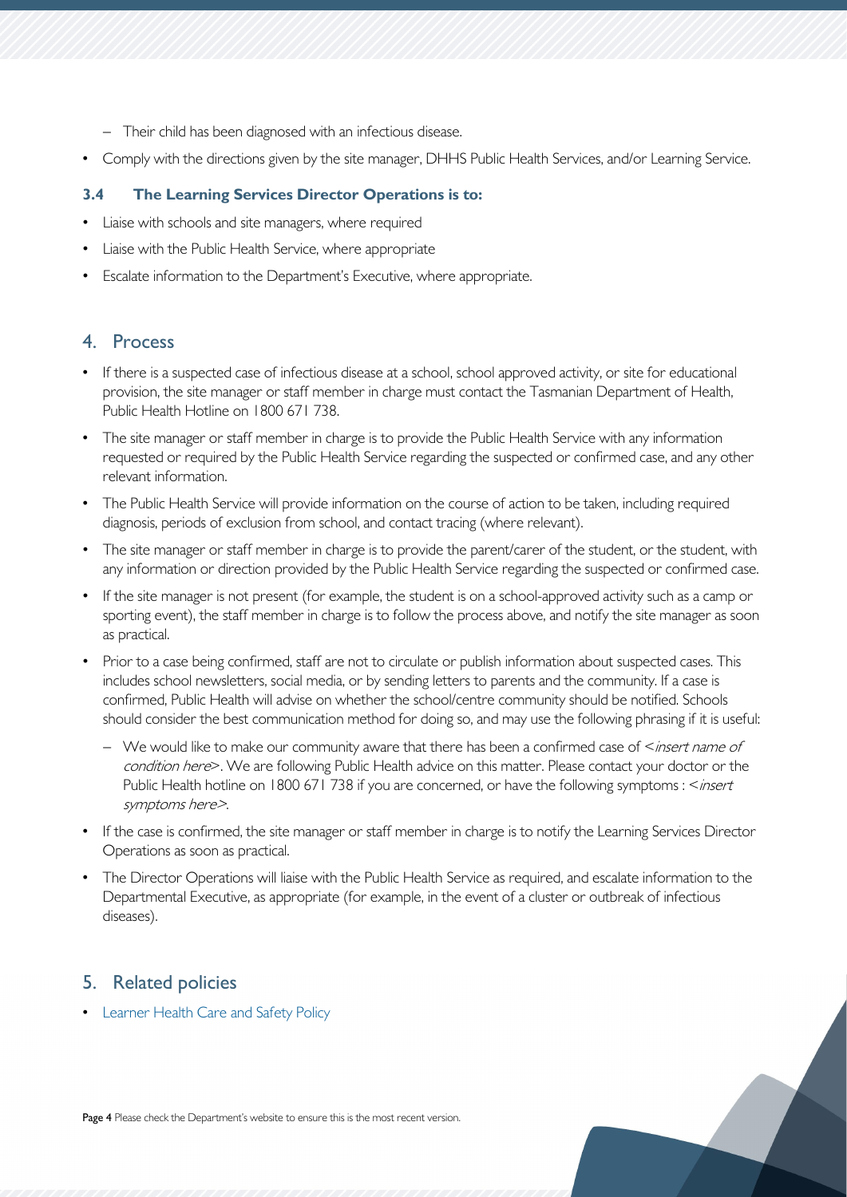- Their child has been diagnosed with an infectious disease.
- Comply with the directions given by the site manager, DHHS Public Health Services, and/or Learning Service.

### 3.4 The Learning Services Director Operations is to:

- Liaise with schools and site managers, where required
- Liaise with the Public Health Service, where appropriate
- Escalate information to the Department's Executive, where appropriate.

## 4. Process

- If there is a suspected case of infectious disease at a school, school approved activity, or site for educational provision, the site manager or staff member in charge must contact the Tasmanian Department of Health, Public Health Hotline on 1800 671 738.
- The site manager or staff member in charge is to provide the Public Health Service with any information requested or required by the Public Health Service regarding the suspected or confirmed case, and any other relevant information.
- The Public Health Service will provide information on the course of action to be taken, including required diagnosis, periods of exclusion from school, and contact tracing (where relevant).
- The site manager or staff member in charge is to provide the parent/carer of the student, or the student, with any information or direction provided by the Public Health Service regarding the suspected or confirmed case.
- If the site manager is not present (for example, the student is on a school-approved activity such as a camp or sporting event), the staff member in charge is to follow the process above, and notify the site manager as soon as practical.
- Prior to a case being confirmed, staff are not to circulate or publish information about suspected cases. This includes school newsletters, social media, or by sending letters to parents and the community. If a case is confirmed, Public Health will advise on whether the school/centre community should be notified. Schools should consider the best communication method for doing so, and may use the following phrasing if it is useful:
  - We would like to make our community aware that there has been a confirmed case of <*insert name of condition here*>. We are following Public Health advice on this matter. Please contact your doctor or the Public Health hotline on 1800 671 738 if you are concerned, or have the following symptoms : <*insert symptoms here*>.
- If the case is confirmed, the site manager or staff member in charge is to notify the Learning Services Director Operations as soon as practical.
- The Director Operations will liaise with the Public Health Service as required, and escalate information to the Departmental Executive, as appropriate (for example, in the event of a cluster or outbreak of infectious diseases).

## 5. Related policies

- Learner Health Care and Safety Policy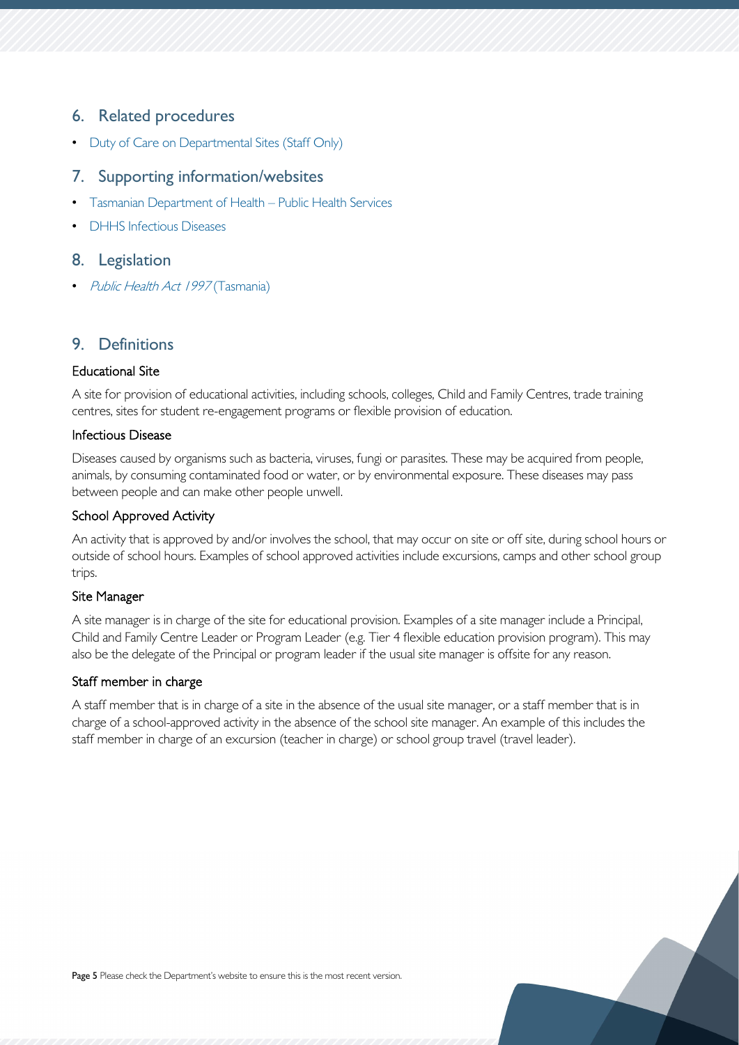## 6. Related procedures

- Duty of Care on Departmental Sites (Staff Only)

## 7. Supporting information/websites

- Tasmanian Department of Health – Public Health Services
- DHHS Infectious Diseases

## 8. Legislation

- *Public Health Act 1997* (Tasmania)

## 9. Definitions

### Educational Site

A site for provision of educational activities, including schools, colleges, Child and Family Centres, trade training centres, sites for student re-engagement programs or flexible provision of education.

### Infectious Disease

Diseases caused by organisms such as bacteria, viruses, fungi or parasites. These may be acquired from people, animals, by consuming contaminated food or water, or by environmental exposure. These diseases may pass between people and can make other people unwell.

### School Approved Activity

An activity that is approved by and/or involves the school, that may occur on site or off site, during school hours or outside of school hours. Examples of school approved activities include excursions, camps and other school group trips.

### Site Manager

A site manager is in charge of the site for educational provision. Examples of a site manager include a Principal, Child and Family Centre Leader or Program Leader (e.g. Tier 4 flexible education provision program). This may also be the delegate of the Principal or program leader if the usual site manager is offsite for any reason.

### Staff member in charge

A staff member that is in charge of a site in the absence of the usual site manager, or a staff member that is in charge of a school-approved activity in the absence of the school site manager. An example of this includes the staff member in charge of an excursion (teacher in charge) or school group travel (travel leader).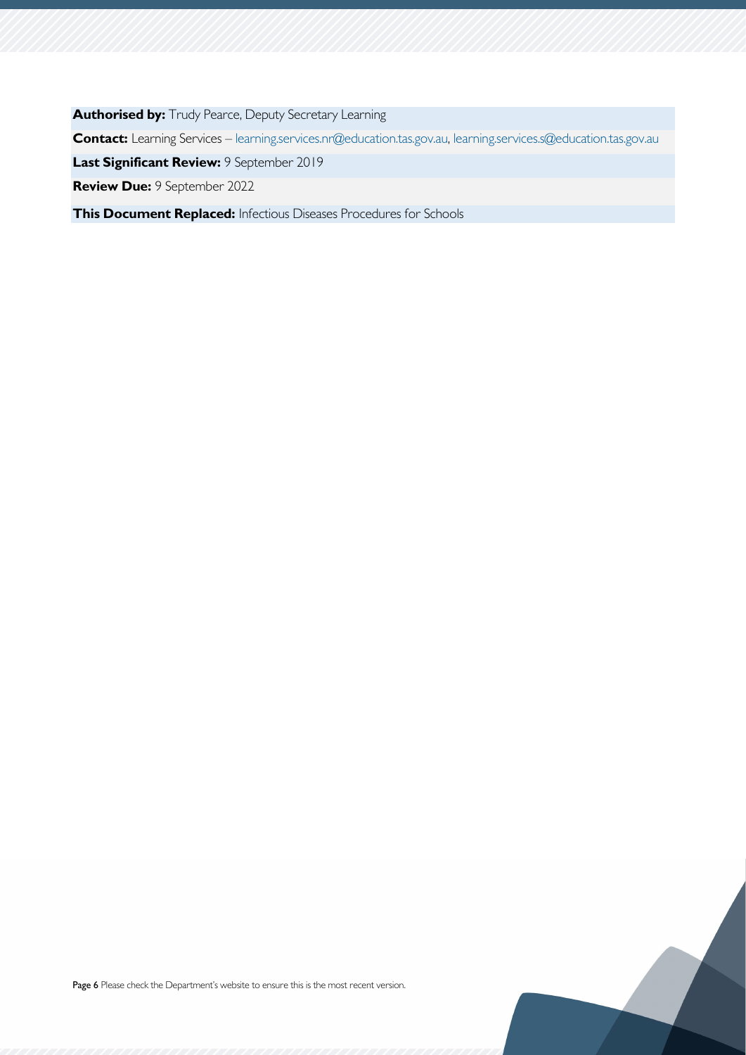**Authorised by:** Trudy Pearce, Deputy Secretary Learning

**Contact:** Learning Services – learning.services.nr@education.tas.gov.au, learning.services.s@education.tas.gov.au

**Last Significant Review:** 9 September 2019

**Review Due:** 9 September 2022

**This Document Replaced:** Infectious Diseases Procedures for Schools